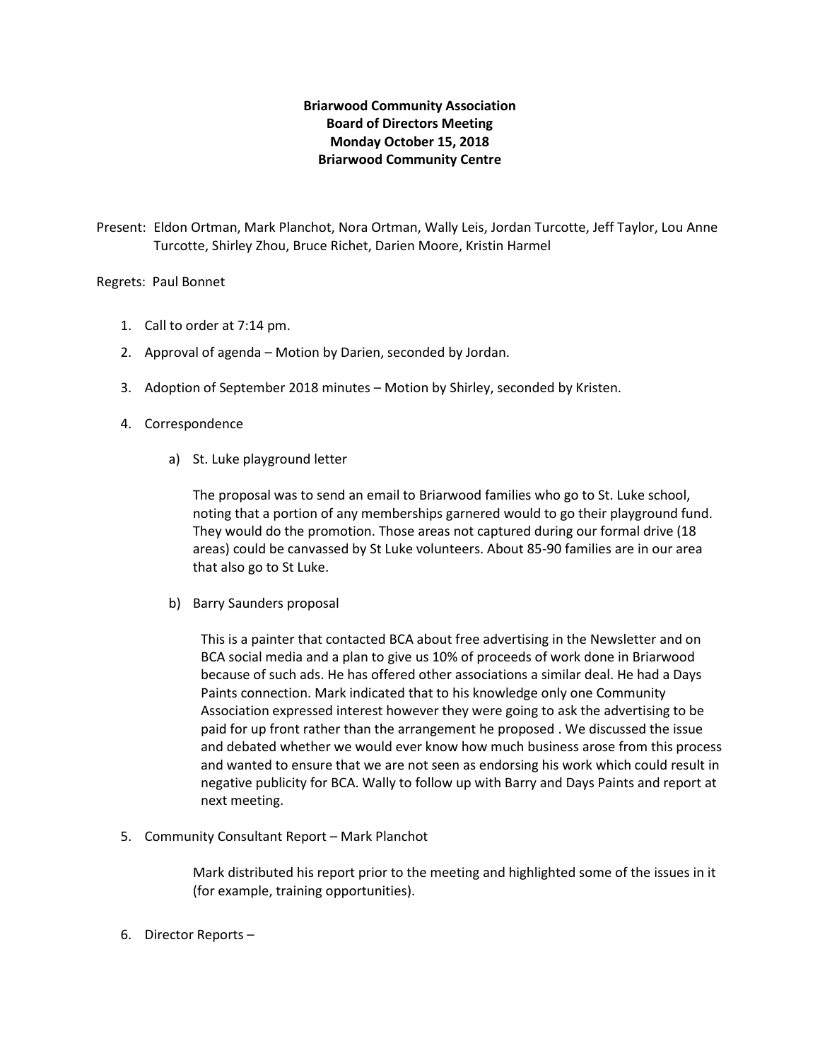**Briarwood Community Association**
**Board of Directors Meeting**
**Monday October 15, 2018**
**Briarwood Community Centre**

Present: Eldon Ortman, Mark Planchot, Nora Ortman, Wally Leis, Jordan Turcotte, Jeff Taylor, Lou Anne Turcotte, Shirley Zhou, Bruce Richet, Darien Moore, Kristin Harmel

Regrets: Paul Bonnet

1. Call to order at 7:14 pm.

2. Approval of agenda – Motion by Darien, seconded by Jordan.

3. Adoption of September 2018 minutes – Motion by Shirley, seconded by Kristen.

4. Correspondence

   a) St. Luke playground letter

      The proposal was to send an email to Briarwood families who go to St. Luke school, noting that a portion of any memberships garnered would to go their playground fund. They would do the promotion. Those areas not captured during our formal drive (18 areas) could be canvassed by St Luke volunteers. About 85-90 families are in our area that also go to St Luke.

   b) Barry Saunders proposal

      This is a painter that contacted BCA about free advertising in the Newsletter and on BCA social media and a plan to give us 10% of proceeds of work done in Briarwood because of such ads. He has offered other associations a similar deal. He had a Days Paints connection. Mark indicated that to his knowledge only one Community Association expressed interest however they were going to ask the advertising to be paid for up front rather than the arrangement he proposed . We discussed the issue and debated whether we would ever know how much business arose from this process and wanted to ensure that we are not seen as endorsing his work which could result in negative publicity for BCA. Wally to follow up with Barry and Days Paints and report at next meeting.

5. Community Consultant Report – Mark Planchot

   Mark distributed his report prior to the meeting and highlighted some of the issues in it (for example, training opportunities).

6. Director Reports –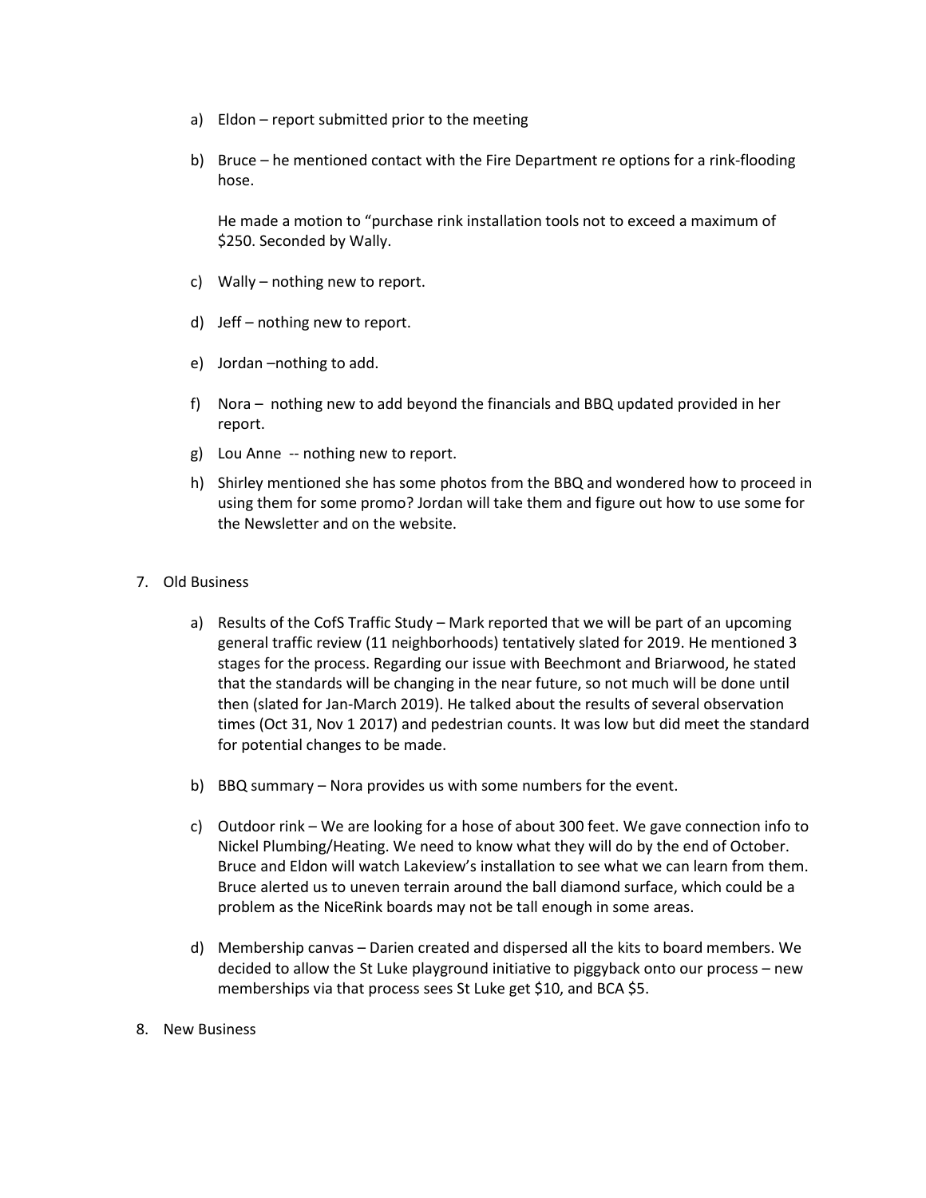a) Eldon – report submitted prior to the meeting

b) Bruce – he mentioned contact with the Fire Department re options for a rink-flooding hose.

   He made a motion to "purchase rink installation tools not to exceed a maximum of $250. Seconded by Wally.

c) Wally – nothing new to report.

d) Jeff – nothing new to report.

e) Jordan –nothing to add.

f) Nora – nothing new to add beyond the financials and BBQ updated provided in her report.

g) Lou Anne -- nothing new to report.

h) Shirley mentioned she has some photos from the BBQ and wondered how to proceed in using them for some promo? Jordan will take them and figure out how to use some for the Newsletter and on the website.

7. Old Business

   a) Results of the CofS Traffic Study – Mark reported that we will be part of an upcoming general traffic review (11 neighborhoods) tentatively slated for 2019. He mentioned 3 stages for the process. Regarding our issue with Beechmont and Briarwood, he stated that the standards will be changing in the near future, so not much will be done until then (slated for Jan-March 2019). He talked about the results of several observation times (Oct 31, Nov 1 2017) and pedestrian counts. It was low but did meet the standard for potential changes to be made.

   b) BBQ summary – Nora provides us with some numbers for the event.

   c) Outdoor rink – We are looking for a hose of about 300 feet. We gave connection info to Nickel Plumbing/Heating. We need to know what they will do by the end of October. Bruce and Eldon will watch Lakeview's installation to see what we can learn from them. Bruce alerted us to uneven terrain around the ball diamond surface, which could be a problem as the NiceRink boards may not be tall enough in some areas.

   d) Membership canvas – Darien created and dispersed all the kits to board members. We decided to allow the St Luke playground initiative to piggyback onto our process – new memberships via that process sees St Luke get $10, and BCA $5.

8. New Business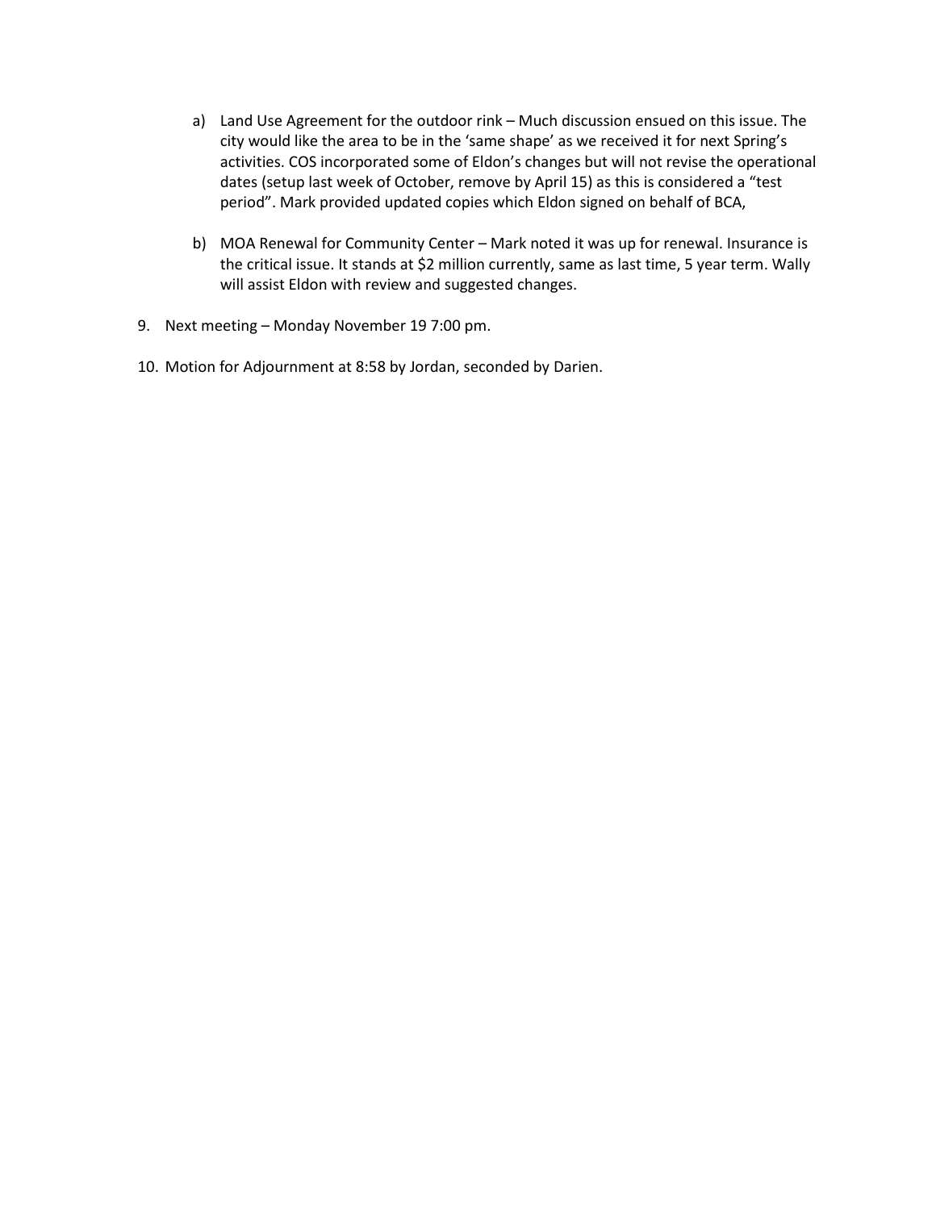a) Land Use Agreement for the outdoor rink – Much discussion ensued on this issue. The city would like the area to be in the 'same shape' as we received it for next Spring's activities. COS incorporated some of Eldon's changes but will not revise the operational dates (setup last week of October, remove by April 15) as this is considered a "test period". Mark provided updated copies which Eldon signed on behalf of BCA,

   b) MOA Renewal for Community Center – Mark noted it was up for renewal. Insurance is the critical issue. It stands at $2 million currently, same as last time, 5 year term. Wally will assist Eldon with review and suggested changes.

9. Next meeting – Monday November 19 7:00 pm.

10. Motion for Adjournment at 8:58 by Jordan, seconded by Darien.